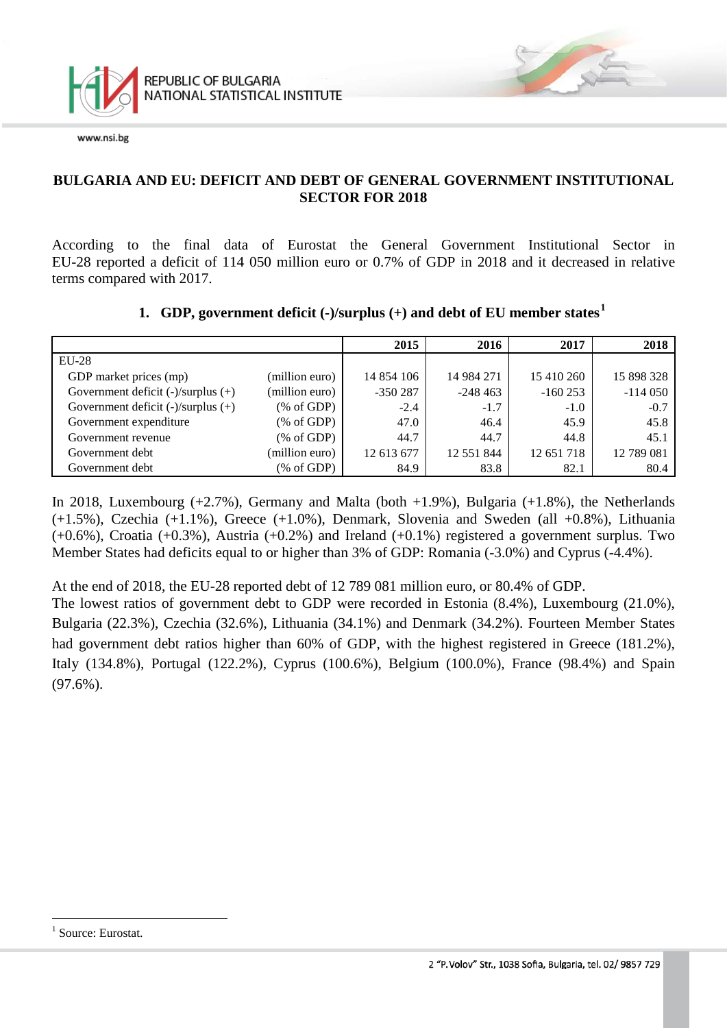# BULGARIA AND EU: DEFICIT AND DEBT OF GENERAL GOVERNMENT INSTITUTIONAL SECTOR FOR 2018

According to the final data of Eurostat the General Government Institutional Sector in EU-28 reported a deficit of 114 050 million euro or 0.7% of GDP in 2018 and it decreased in relative terms compared with 2017.

### 1. GDP, government deficit (-)/surplus (+) and debt of EU member states[1]

| | | 2015 | 2016 | 2017 | 2018 |
|---|---|---|---|---|---|
| EU-28 | | | | | |
| GDP market prices (mp) | (million euro) | 14 854 106 | 14 984 271 | 15 410 260 | 15 898 328 |
| Government deficit (-)/surplus (+) | (million euro) | -350 287 | -248 463 | -160 253 | -114 050 |
| Government deficit (-)/surplus (+) | (% of GDP) | -2.4 | -1.7 | -1.0 | -0.7 |
| Government expenditure | (% of GDP) | 47.0 | 46.4 | 45.9 | 45.8 |
| Government revenue | (% of GDP) | 44.7 | 44.7 | 44.8 | 45.1 |
| Government debt | (million euro) | 12 613 677 | 12 551 844 | 12 651 718 | 12 789 081 |
| Government debt | (% of GDP) | 84.9 | 83.8 | 82.1 | 80.4 |

In 2018, Luxembourg (+2.7%), Germany and Malta (both +1.9%), Bulgaria (+1.8%), the Netherlands (+1.5%), Czechia (+1.1%), Greece (+1.0%), Denmark, Slovenia and Sweden (all +0.8%), Lithuania (+0.6%), Croatia (+0.3%), Austria (+0.2%) and Ireland (+0.1%) registered a government surplus. Two Member States had deficits equal to or higher than 3% of GDP: Romania (-3.0%) and Cyprus (-4.4%).

At the end of 2018, the EU-28 reported debt of 12 789 081 million euro, or 80.4% of GDP.
The lowest ratios of government debt to GDP were recorded in Estonia (8.4%), Luxembourg (21.0%), Bulgaria (22.3%), Czechia (32.6%), Lithuania (34.1%) and Denmark (34.2%). Fourteen Member States had government debt ratios higher than 60% of GDP, with the highest registered in Greece (181.2%), Italy (134.8%), Portugal (122.2%), Cyprus (100.6%), Belgium (100.0%), France (98.4%) and Spain (97.6%).

[1] Source: Eurostat.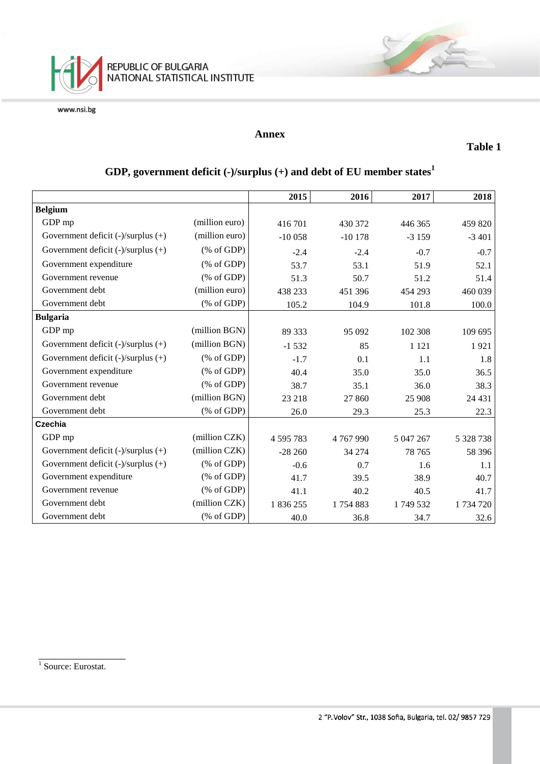## Annex

**Table 1**

### GDP, government deficit (-)/surplus (+) and debt of EU member states[1]

| | | 2015 | 2016 | 2017 | 2018 |
|---|---|---|---|---|---|
| **Belgium** | | | | | |
| GDP mp | (million euro) | 416 701 | 430 372 | 446 365 | 459 820 |
| Government deficit (-)/surplus (+) | (million euro) | -10 058 | -10 178 | -3 159 | -3 401 |
| Government deficit (-)/surplus (+) | (% of GDP) | -2.4 | -2.4 | -0.7 | -0.7 |
| Government expenditure | (% of GDP) | 53.7 | 53.1 | 51.9 | 52.1 |
| Government revenue | (% of GDP) | 51.3 | 50.7 | 51.2 | 51.4 |
| Government debt | (million euro) | 438 233 | 451 396 | 454 293 | 460 039 |
| Government debt | (% of GDP) | 105.2 | 104.9 | 101.8 | 100.0 |
| **Bulgaria** | | | | | |
| GDP mp | (million BGN) | 89 333 | 95 092 | 102 308 | 109 695 |
| Government deficit (-)/surplus (+) | (million BGN) | -1 532 | 85 | 1 121 | 1 921 |
| Government deficit (-)/surplus (+) | (% of GDP) | -1.7 | 0.1 | 1.1 | 1.8 |
| Government expenditure | (% of GDP) | 40.4 | 35.0 | 35.0 | 36.5 |
| Government revenue | (% of GDP) | 38.7 | 35.1 | 36.0 | 38.3 |
| Government debt | (million BGN) | 23 218 | 27 860 | 25 908 | 24 431 |
| Government debt | (% of GDP) | 26.0 | 29.3 | 25.3 | 22.3 |
| **Czechia** | | | | | |
| GDP mp | (million CZK) | 4 595 783 | 4 767 990 | 5 047 267 | 5 328 738 |
| Government deficit (-)/surplus (+) | (million CZK) | -28 260 | 34 274 | 78 765 | 58 396 |
| Government deficit (-)/surplus (+) | (% of GDP) | -0.6 | 0.7 | 1.6 | 1.1 |
| Government expenditure | (% of GDP) | 41.7 | 39.5 | 38.9 | 40.7 |
| Government revenue | (% of GDP) | 41.1 | 40.2 | 40.5 | 41.7 |
| Government debt | (million CZK) | 1 836 255 | 1 754 883 | 1 749 532 | 1 734 720 |
| Government debt | (% of GDP) | 40.0 | 36.8 | 34.7 | 32.6 |

[1] Source: Eurostat.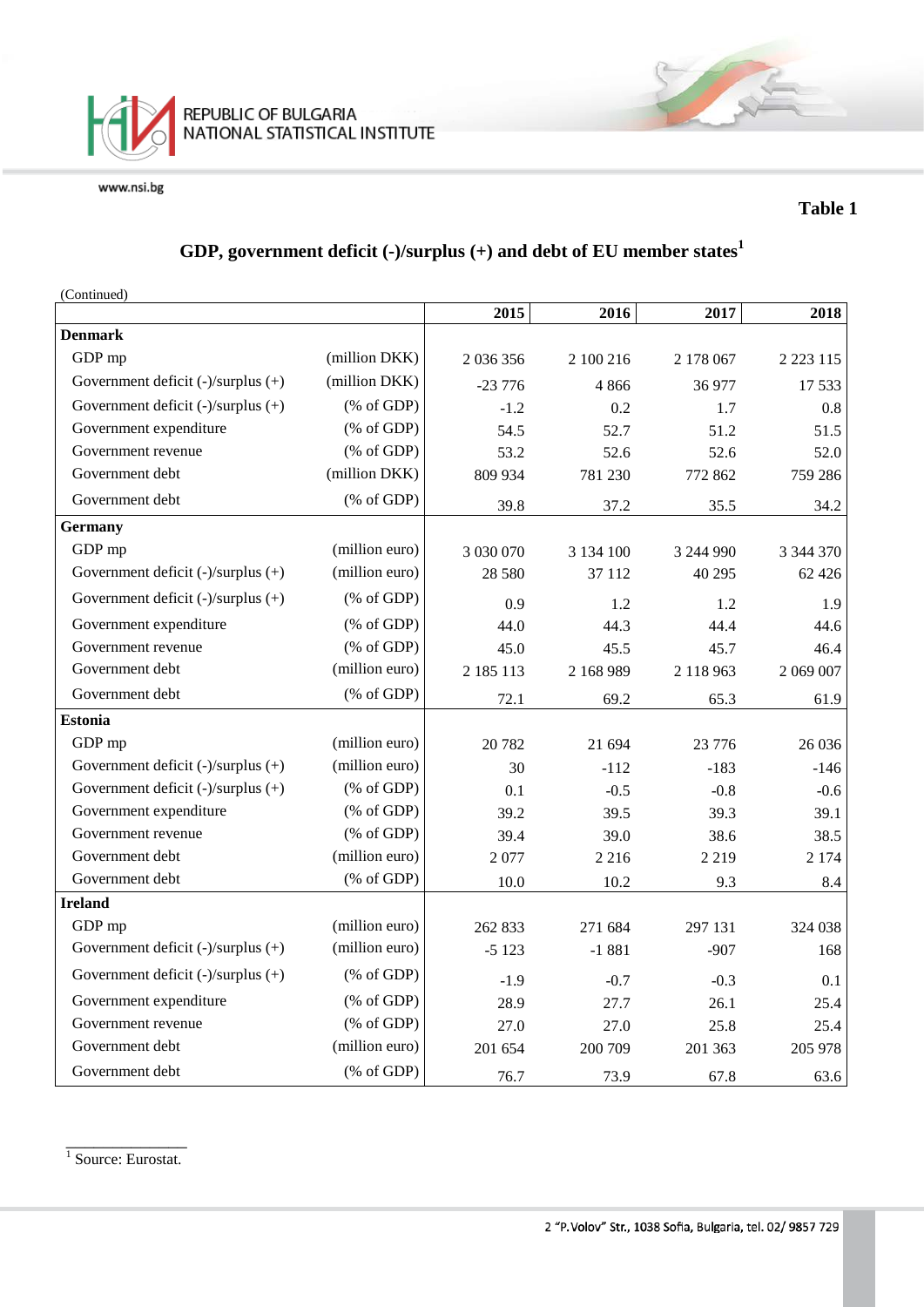Table 1

## GDP, government deficit (-)/surplus (+) and debt of EU member states[1]

(Continued)

| | | 2015 | 2016 | 2017 | 2018 |
|---|---|---|---|---|---|
| **Denmark** | | | | | |
| GDP mp | (million DKK) | 2 036 356 | 2 100 216 | 2 178 067 | 2 223 115 |
| Government deficit (-)/surplus (+) | (million DKK) | -23 776 | 4 866 | 36 977 | 17 533 |
| Government deficit (-)/surplus (+) | (% of GDP) | -1.2 | 0.2 | 1.7 | 0.8 |
| Government expenditure | (% of GDP) | 54.5 | 52.7 | 51.2 | 51.5 |
| Government revenue | (% of GDP) | 53.2 | 52.6 | 52.6 | 52.0 |
| Government debt | (million DKK) | 809 934 | 781 230 | 772 862 | 759 286 |
| Government debt | (% of GDP) | 39.8 | 37.2 | 35.5 | 34.2 |
| **Germany** | | | | | |
| GDP mp | (million euro) | 3 030 070 | 3 134 100 | 3 244 990 | 3 344 370 |
| Government deficit (-)/surplus (+) | (million euro) | 28 580 | 37 112 | 40 295 | 62 426 |
| Government deficit (-)/surplus (+) | (% of GDP) | 0.9 | 1.2 | 1.2 | 1.9 |
| Government expenditure | (% of GDP) | 44.0 | 44.3 | 44.4 | 44.6 |
| Government revenue | (% of GDP) | 45.0 | 45.5 | 45.7 | 46.4 |
| Government debt | (million euro) | 2 185 113 | 2 168 989 | 2 118 963 | 2 069 007 |
| Government debt | (% of GDP) | 72.1 | 69.2 | 65.3 | 61.9 |
| **Estonia** | | | | | |
| GDP mp | (million euro) | 20 782 | 21 694 | 23 776 | 26 036 |
| Government deficit (-)/surplus (+) | (million euro) | 30 | -112 | -183 | -146 |
| Government deficit (-)/surplus (+) | (% of GDP) | 0.1 | -0.5 | -0.8 | -0.6 |
| Government expenditure | (% of GDP) | 39.2 | 39.5 | 39.3 | 39.1 |
| Government revenue | (% of GDP) | 39.4 | 39.0 | 38.6 | 38.5 |
| Government debt | (million euro) | 2 077 | 2 216 | 2 219 | 2 174 |
| Government debt | (% of GDP) | 10.0 | 10.2 | 9.3 | 8.4 |
| **Ireland** | | | | | |
| GDP mp | (million euro) | 262 833 | 271 684 | 297 131 | 324 038 |
| Government deficit (-)/surplus (+) | (million euro) | -5 123 | -1 881 | -907 | 168 |
| Government deficit (-)/surplus (+) | (% of GDP) | -1.9 | -0.7 | -0.3 | 0.1 |
| Government expenditure | (% of GDP) | 28.9 | 27.7 | 26.1 | 25.4 |
| Government revenue | (% of GDP) | 27.0 | 27.0 | 25.8 | 25.4 |
| Government debt | (million euro) | 201 654 | 200 709 | 201 363 | 205 978 |
| Government debt | (% of GDP) | 76.7 | 73.9 | 67.8 | 63.6 |

[1] Source: Eurostat.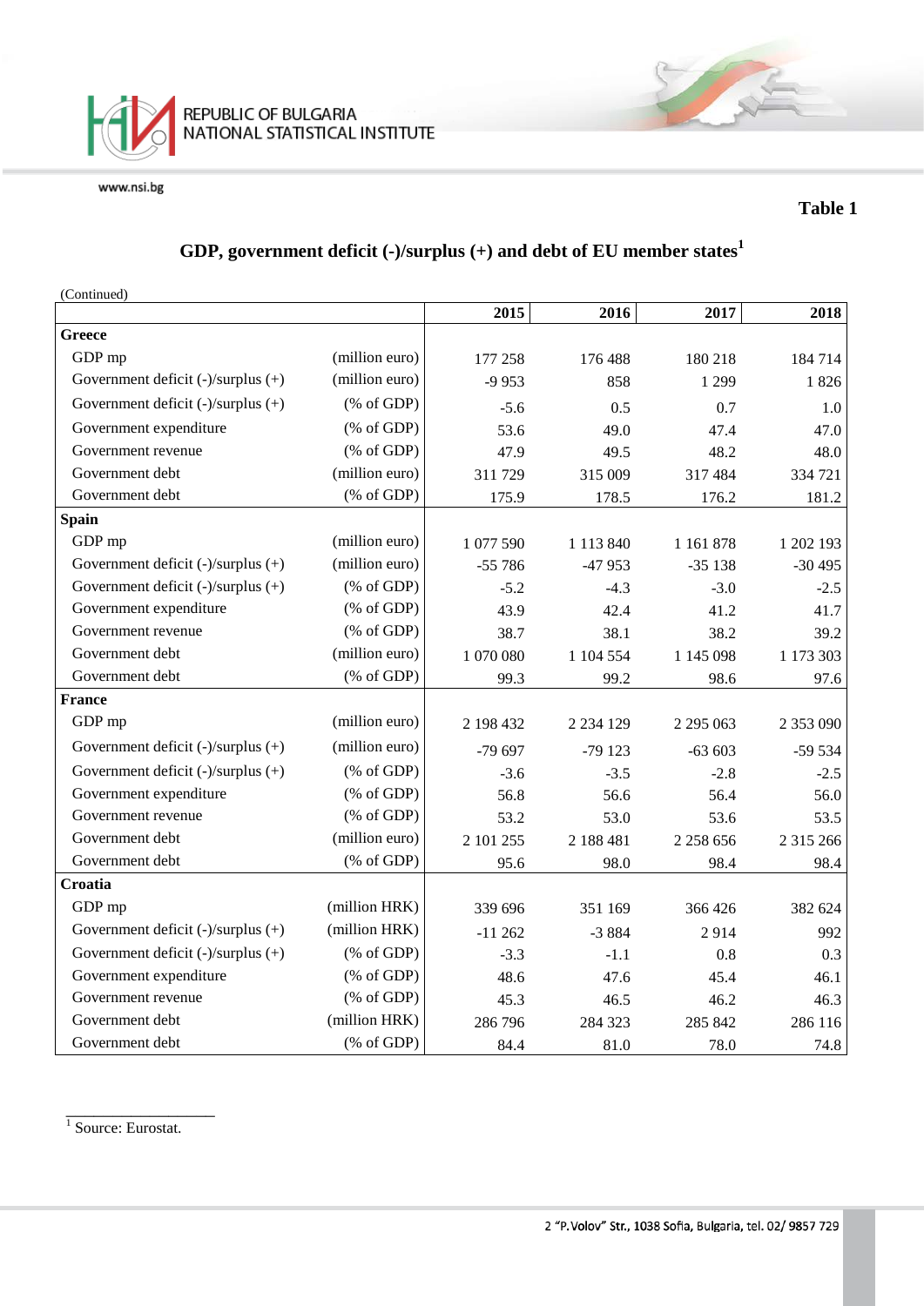**Table 1**

## GDP, government deficit (-)/surplus (+) and debt of EU member states[1]

(Continued)

| | | 2015 | 2016 | 2017 | 2018 |
|---|---|---|---|---|---|
| **Greece** | | | | | |
| GDP mp | (million euro) | 177 258 | 176 488 | 180 218 | 184 714 |
| Government deficit (-)/surplus (+) | (million euro) | -9 953 | 858 | 1 299 | 1 826 |
| Government deficit (-)/surplus (+) | (% of GDP) | -5.6 | 0.5 | 0.7 | 1.0 |
| Government expenditure | (% of GDP) | 53.6 | 49.0 | 47.4 | 47.0 |
| Government revenue | (% of GDP) | 47.9 | 49.5 | 48.2 | 48.0 |
| Government debt | (million euro) | 311 729 | 315 009 | 317 484 | 334 721 |
| Government debt | (% of GDP) | 175.9 | 178.5 | 176.2 | 181.2 |
| **Spain** | | | | | |
| GDP mp | (million euro) | 1 077 590 | 1 113 840 | 1 161 878 | 1 202 193 |
| Government deficit (-)/surplus (+) | (million euro) | -55 786 | -47 953 | -35 138 | -30 495 |
| Government deficit (-)/surplus (+) | (% of GDP) | -5.2 | -4.3 | -3.0 | -2.5 |
| Government expenditure | (% of GDP) | 43.9 | 42.4 | 41.2 | 41.7 |
| Government revenue | (% of GDP) | 38.7 | 38.1 | 38.2 | 39.2 |
| Government debt | (million euro) | 1 070 080 | 1 104 554 | 1 145 098 | 1 173 303 |
| Government debt | (% of GDP) | 99.3 | 99.2 | 98.6 | 97.6 |
| **France** | | | | | |
| GDP mp | (million euro) | 2 198 432 | 2 234 129 | 2 295 063 | 2 353 090 |
| Government deficit (-)/surplus (+) | (million euro) | -79 697 | -79 123 | -63 603 | -59 534 |
| Government deficit (-)/surplus (+) | (% of GDP) | -3.6 | -3.5 | -2.8 | -2.5 |
| Government expenditure | (% of GDP) | 56.8 | 56.6 | 56.4 | 56.0 |
| Government revenue | (% of GDP) | 53.2 | 53.0 | 53.6 | 53.5 |
| Government debt | (million euro) | 2 101 255 | 2 188 481 | 2 258 656 | 2 315 266 |
| Government debt | (% of GDP) | 95.6 | 98.0 | 98.4 | 98.4 |
| **Croatia** | | | | | |
| GDP mp | (million HRK) | 339 696 | 351 169 | 366 426 | 382 624 |
| Government deficit (-)/surplus (+) | (million HRK) | -11 262 | -3 884 | 2 914 | 992 |
| Government deficit (-)/surplus (+) | (% of GDP) | -3.3 | -1.1 | 0.8 | 0.3 |
| Government expenditure | (% of GDP) | 48.6 | 47.6 | 45.4 | 46.1 |
| Government revenue | (% of GDP) | 45.3 | 46.5 | 46.2 | 46.3 |
| Government debt | (million HRK) | 286 796 | 284 323 | 285 842 | 286 116 |
| Government debt | (% of GDP) | 84.4 | 81.0 | 78.0 | 74.8 |

[1] Source: Eurostat.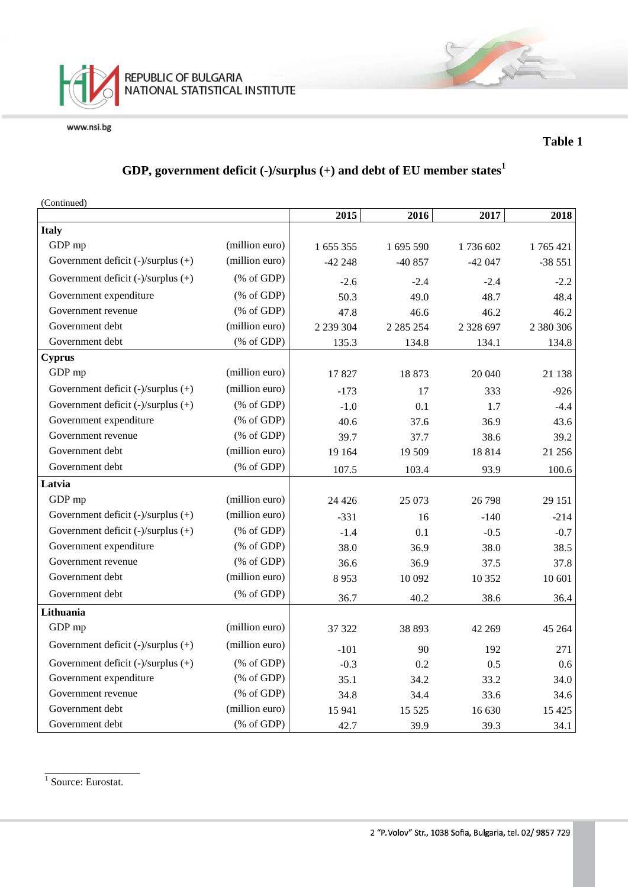Table 1

## GDP, government deficit (-)/surplus (+) and debt of EU member states[1]

(Continued)

| | | 2015 | 2016 | 2017 | 2018 |
|---|---|---|---|---|---|
| **Italy** | | | | | |
| GDP mp | (million euro) | 1 655 355 | 1 695 590 | 1 736 602 | 1 765 421 |
| Government deficit (-)/surplus (+) | (million euro) | -42 248 | -40 857 | -42 047 | -38 551 |
| Government deficit (-)/surplus (+) | (% of GDP) | -2.6 | -2.4 | -2.4 | -2.2 |
| Government expenditure | (% of GDP) | 50.3 | 49.0 | 48.7 | 48.4 |
| Government revenue | (% of GDP) | 47.8 | 46.6 | 46.2 | 46.2 |
| Government debt | (million euro) | 2 239 304 | 2 285 254 | 2 328 697 | 2 380 306 |
| Government debt | (% of GDP) | 135.3 | 134.8 | 134.1 | 134.8 |
| **Cyprus** | | | | | |
| GDP mp | (million euro) | 17 827 | 18 873 | 20 040 | 21 138 |
| Government deficit (-)/surplus (+) | (million euro) | -173 | 17 | 333 | -926 |
| Government deficit (-)/surplus (+) | (% of GDP) | -1.0 | 0.1 | 1.7 | -4.4 |
| Government expenditure | (% of GDP) | 40.6 | 37.6 | 36.9 | 43.6 |
| Government revenue | (% of GDP) | 39.7 | 37.7 | 38.6 | 39.2 |
| Government debt | (million euro) | 19 164 | 19 509 | 18 814 | 21 256 |
| Government debt | (% of GDP) | 107.5 | 103.4 | 93.9 | 100.6 |
| **Latvia** | | | | | |
| GDP mp | (million euro) | 24 426 | 25 073 | 26 798 | 29 151 |
| Government deficit (-)/surplus (+) | (million euro) | -331 | 16 | -140 | -214 |
| Government deficit (-)/surplus (+) | (% of GDP) | -1.4 | 0.1 | -0.5 | -0.7 |
| Government expenditure | (% of GDP) | 38.0 | 36.9 | 38.0 | 38.5 |
| Government revenue | (% of GDP) | 36.6 | 36.9 | 37.5 | 37.8 |
| Government debt | (million euro) | 8 953 | 10 092 | 10 352 | 10 601 |
| Government debt | (% of GDP) | 36.7 | 40.2 | 38.6 | 36.4 |
| **Lithuania** | | | | | |
| GDP mp | (million euro) | 37 322 | 38 893 | 42 269 | 45 264 |
| Government deficit (-)/surplus (+) | (million euro) | -101 | 90 | 192 | 271 |
| Government deficit (-)/surplus (+) | (% of GDP) | -0.3 | 0.2 | 0.5 | 0.6 |
| Government expenditure | (% of GDP) | 35.1 | 34.2 | 33.2 | 34.0 |
| Government revenue | (% of GDP) | 34.8 | 34.4 | 33.6 | 34.6 |
| Government debt | (million euro) | 15 941 | 15 525 | 16 630 | 15 425 |
| Government debt | (% of GDP) | 42.7 | 39.9 | 39.3 | 34.1 |

[1] Source: Eurostat.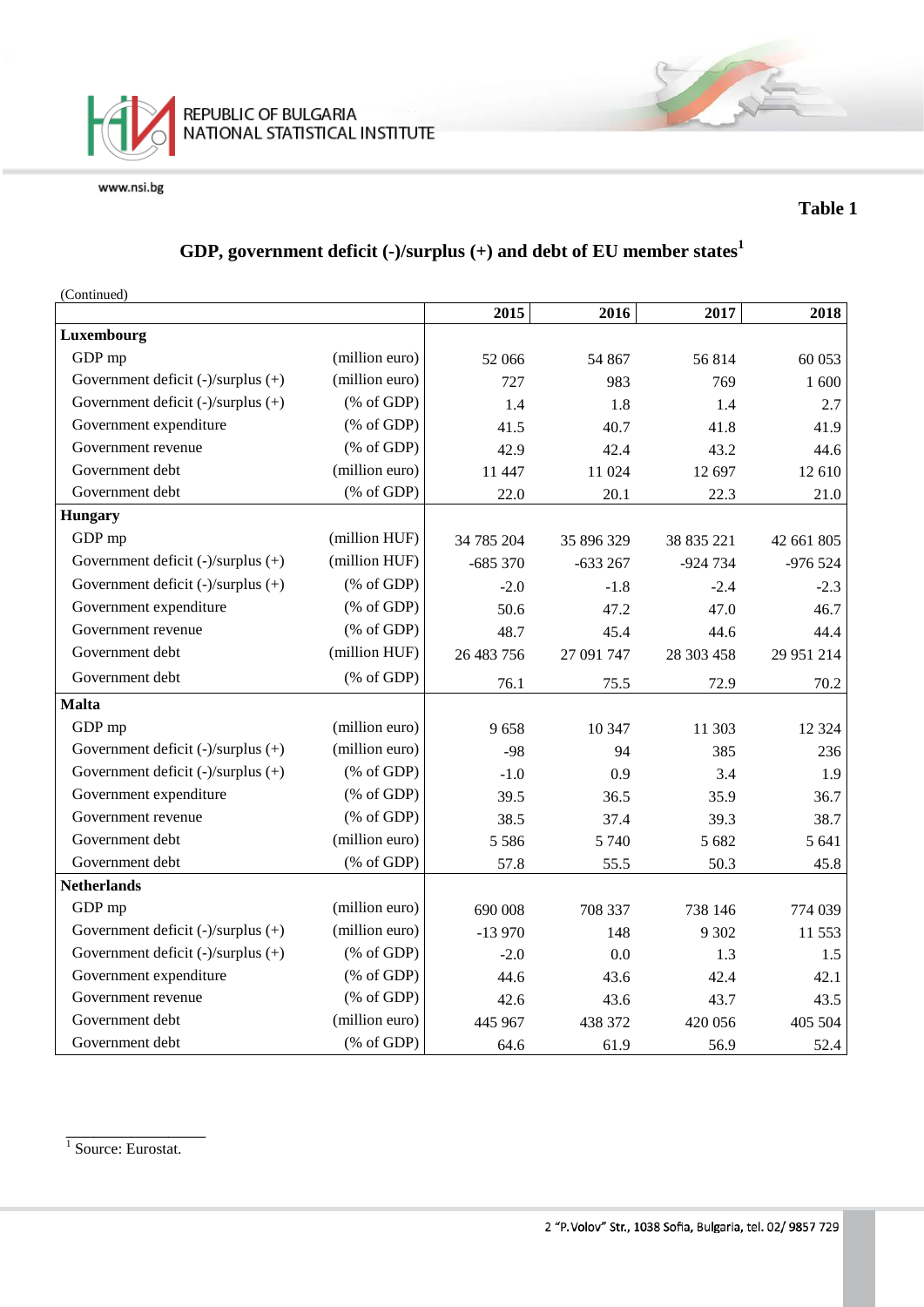**Table 1**

## GDP, government deficit (-)/surplus (+) and debt of EU member states[1]

(Continued)

| | | 2015 | 2016 | 2017 | 2018 |
|---|---|---|---|---|---|
| **Luxembourg** | | | | | |
| GDP mp | (million euro) | 52 066 | 54 867 | 56 814 | 60 053 |
| Government deficit (-)/surplus (+) | (million euro) | 727 | 983 | 769 | 1 600 |
| Government deficit (-)/surplus (+) | (% of GDP) | 1.4 | 1.8 | 1.4 | 2.7 |
| Government expenditure | (% of GDP) | 41.5 | 40.7 | 41.8 | 41.9 |
| Government revenue | (% of GDP) | 42.9 | 42.4 | 43.2 | 44.6 |
| Government debt | (million euro) | 11 447 | 11 024 | 12 697 | 12 610 |
| Government debt | (% of GDP) | 22.0 | 20.1 | 22.3 | 21.0 |
| **Hungary** | | | | | |
| GDP mp | (million HUF) | 34 785 204 | 35 896 329 | 38 835 221 | 42 661 805 |
| Government deficit (-)/surplus (+) | (million HUF) | -685 370 | -633 267 | -924 734 | -976 524 |
| Government deficit (-)/surplus (+) | (% of GDP) | -2.0 | -1.8 | -2.4 | -2.3 |
| Government expenditure | (% of GDP) | 50.6 | 47.2 | 47.0 | 46.7 |
| Government revenue | (% of GDP) | 48.7 | 45.4 | 44.6 | 44.4 |
| Government debt | (million HUF) | 26 483 756 | 27 091 747 | 28 303 458 | 29 951 214 |
| Government debt | (% of GDP) | 76.1 | 75.5 | 72.9 | 70.2 |
| **Malta** | | | | | |
| GDP mp | (million euro) | 9 658 | 10 347 | 11 303 | 12 324 |
| Government deficit (-)/surplus (+) | (million euro) | -98 | 94 | 385 | 236 |
| Government deficit (-)/surplus (+) | (% of GDP) | -1.0 | 0.9 | 3.4 | 1.9 |
| Government expenditure | (% of GDP) | 39.5 | 36.5 | 35.9 | 36.7 |
| Government revenue | (% of GDP) | 38.5 | 37.4 | 39.3 | 38.7 |
| Government debt | (million euro) | 5 586 | 5 740 | 5 682 | 5 641 |
| Government debt | (% of GDP) | 57.8 | 55.5 | 50.3 | 45.8 |
| **Netherlands** | | | | | |
| GDP mp | (million euro) | 690 008 | 708 337 | 738 146 | 774 039 |
| Government deficit (-)/surplus (+) | (million euro) | -13 970 | 148 | 9 302 | 11 553 |
| Government deficit (-)/surplus (+) | (% of GDP) | -2.0 | 0.0 | 1.3 | 1.5 |
| Government expenditure | (% of GDP) | 44.6 | 43.6 | 42.4 | 42.1 |
| Government revenue | (% of GDP) | 42.6 | 43.6 | 43.7 | 43.5 |
| Government debt | (million euro) | 445 967 | 438 372 | 420 056 | 405 504 |
| Government debt | (% of GDP) | 64.6 | 61.9 | 56.9 | 52.4 |

[1] Source: Eurostat.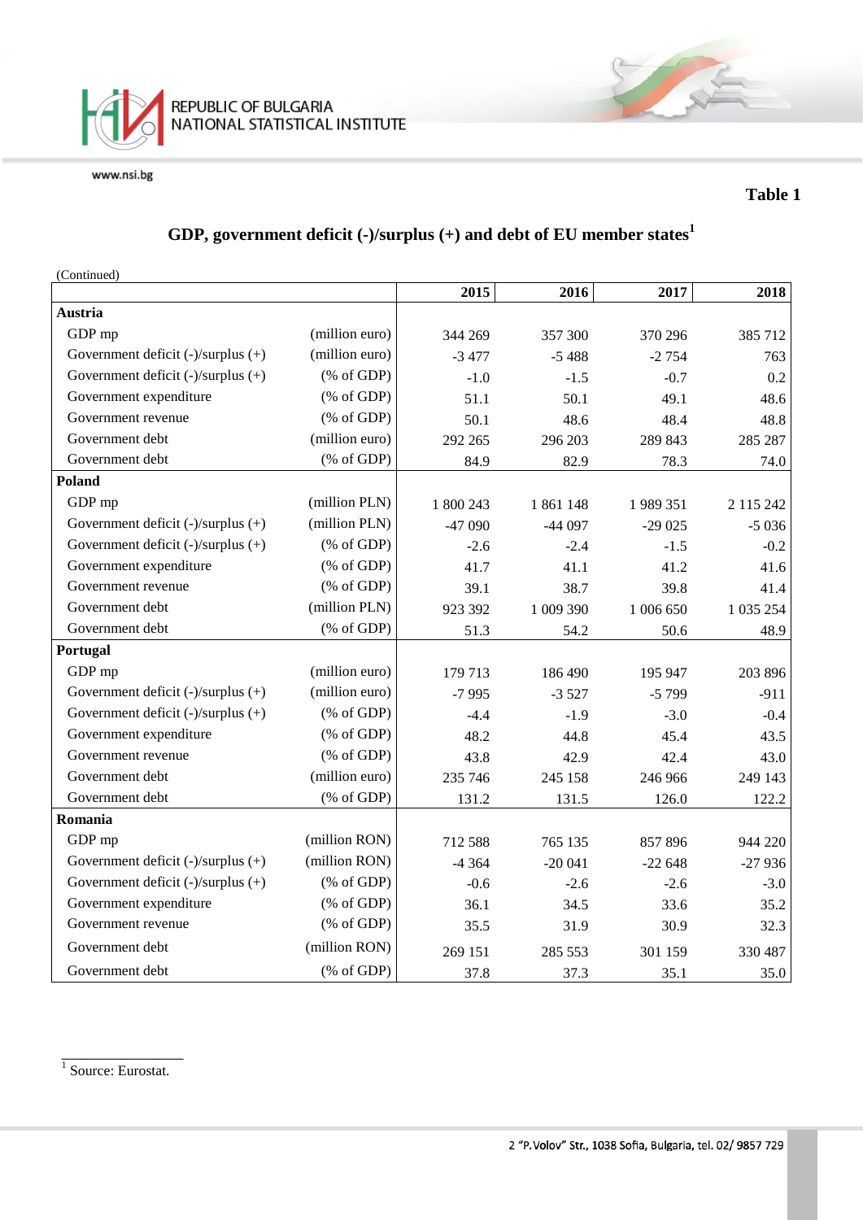Table 1

## GDP, government deficit (-)/surplus (+) and debt of EU member states[1]

(Continued)

| | | 2015 | 2016 | 2017 | 2018 |
|---|---|---|---|---|---|
| **Austria** | | | | | |
| GDP mp | (million euro) | 344 269 | 357 300 | 370 296 | 385 712 |
| Government deficit (-)/surplus (+) | (million euro) | -3 477 | -5 488 | -2 754 | 763 |
| Government deficit (-)/surplus (+) | (% of GDP) | -1.0 | -1.5 | -0.7 | 0.2 |
| Government expenditure | (% of GDP) | 51.1 | 50.1 | 49.1 | 48.6 |
| Government revenue | (% of GDP) | 50.1 | 48.6 | 48.4 | 48.8 |
| Government debt | (million euro) | 292 265 | 296 203 | 289 843 | 285 287 |
| Government debt | (% of GDP) | 84.9 | 82.9 | 78.3 | 74.0 |
| **Poland** | | | | | |
| GDP mp | (million PLN) | 1 800 243 | 1 861 148 | 1 989 351 | 2 115 242 |
| Government deficit (-)/surplus (+) | (million PLN) | -47 090 | -44 097 | -29 025 | -5 036 |
| Government deficit (-)/surplus (+) | (% of GDP) | -2.6 | -2.4 | -1.5 | -0.2 |
| Government expenditure | (% of GDP) | 41.7 | 41.1 | 41.2 | 41.6 |
| Government revenue | (% of GDP) | 39.1 | 38.7 | 39.8 | 41.4 |
| Government debt | (million PLN) | 923 392 | 1 009 390 | 1 006 650 | 1 035 254 |
| Government debt | (% of GDP) | 51.3 | 54.2 | 50.6 | 48.9 |
| **Portugal** | | | | | |
| GDP mp | (million euro) | 179 713 | 186 490 | 195 947 | 203 896 |
| Government deficit (-)/surplus (+) | (million euro) | -7 995 | -3 527 | -5 799 | -911 |
| Government deficit (-)/surplus (+) | (% of GDP) | -4.4 | -1.9 | -3.0 | -0.4 |
| Government expenditure | (% of GDP) | 48.2 | 44.8 | 45.4 | 43.5 |
| Government revenue | (% of GDP) | 43.8 | 42.9 | 42.4 | 43.0 |
| Government debt | (million euro) | 235 746 | 245 158 | 246 966 | 249 143 |
| Government debt | (% of GDP) | 131.2 | 131.5 | 126.0 | 122.2 |
| **Romania** | | | | | |
| GDP mp | (million RON) | 712 588 | 765 135 | 857 896 | 944 220 |
| Government deficit (-)/surplus (+) | (million RON) | -4 364 | -20 041 | -22 648 | -27 936 |
| Government deficit (-)/surplus (+) | (% of GDP) | -0.6 | -2.6 | -2.6 | -3.0 |
| Government expenditure | (% of GDP) | 36.1 | 34.5 | 33.6 | 35.2 |
| Government revenue | (% of GDP) | 35.5 | 31.9 | 30.9 | 32.3 |
| Government debt | (million RON) | 269 151 | 285 553 | 301 159 | 330 487 |
| Government debt | (% of GDP) | 37.8 | 37.3 | 35.1 | 35.0 |

[1] Source: Eurostat.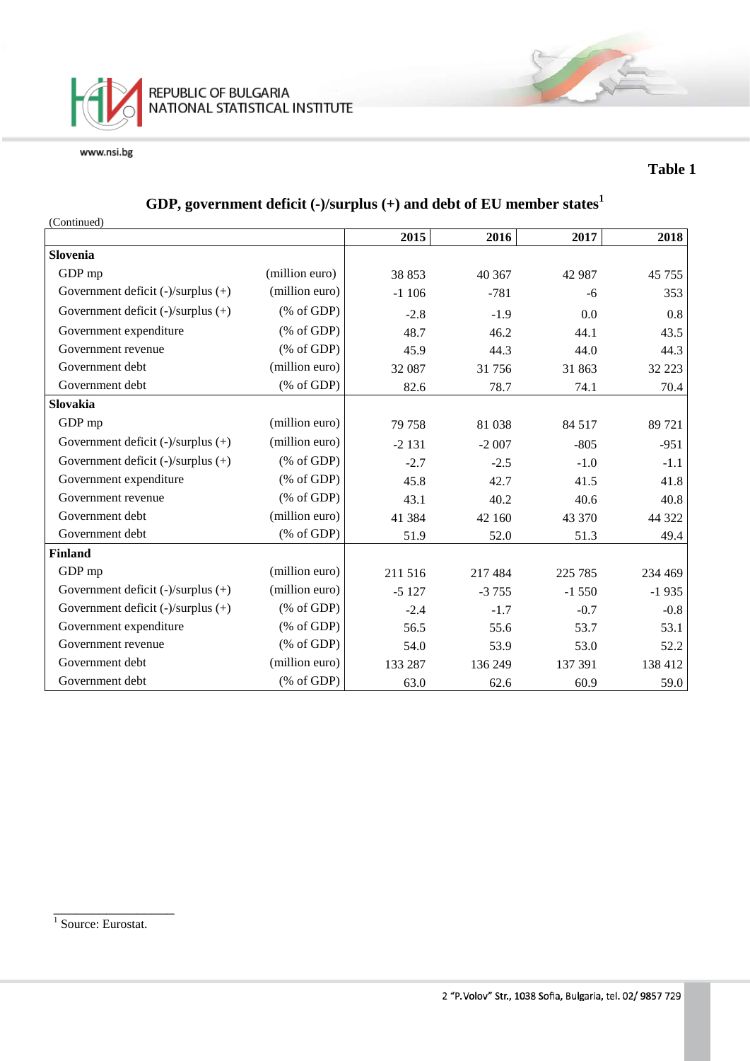Table 1

## GDP, government deficit (-)/surplus (+) and debt of EU member states[1]

(Continued)

| | | 2015 | 2016 | 2017 | 2018 |
|---|---|---|---|---|---|
| **Slovenia** | | | | | |
| GDP mp | (million euro) | 38 853 | 40 367 | 42 987 | 45 755 |
| Government deficit (-)/surplus (+) | (million euro) | -1 106 | -781 | -6 | 353 |
| Government deficit (-)/surplus (+) | (% of GDP) | -2.8 | -1.9 | 0.0 | 0.8 |
| Government expenditure | (% of GDP) | 48.7 | 46.2 | 44.1 | 43.5 |
| Government revenue | (% of GDP) | 45.9 | 44.3 | 44.0 | 44.3 |
| Government debt | (million euro) | 32 087 | 31 756 | 31 863 | 32 223 |
| Government debt | (% of GDP) | 82.6 | 78.7 | 74.1 | 70.4 |
| **Slovakia** | | | | | |
| GDP mp | (million euro) | 79 758 | 81 038 | 84 517 | 89 721 |
| Government deficit (-)/surplus (+) | (million euro) | -2 131 | -2 007 | -805 | -951 |
| Government deficit (-)/surplus (+) | (% of GDP) | -2.7 | -2.5 | -1.0 | -1.1 |
| Government expenditure | (% of GDP) | 45.8 | 42.7 | 41.5 | 41.8 |
| Government revenue | (% of GDP) | 43.1 | 40.2 | 40.6 | 40.8 |
| Government debt | (million euro) | 41 384 | 42 160 | 43 370 | 44 322 |
| Government debt | (% of GDP) | 51.9 | 52.0 | 51.3 | 49.4 |
| **Finland** | | | | | |
| GDP mp | (million euro) | 211 516 | 217 484 | 225 785 | 234 469 |
| Government deficit (-)/surplus (+) | (million euro) | -5 127 | -3 755 | -1 550 | -1 935 |
| Government deficit (-)/surplus (+) | (% of GDP) | -2.4 | -1.7 | -0.7 | -0.8 |
| Government expenditure | (% of GDP) | 56.5 | 55.6 | 53.7 | 53.1 |
| Government revenue | (% of GDP) | 54.0 | 53.9 | 53.0 | 52.2 |
| Government debt | (million euro) | 133 287 | 136 249 | 137 391 | 138 412 |
| Government debt | (% of GDP) | 63.0 | 62.6 | 60.9 | 59.0 |

[1] Source: Eurostat.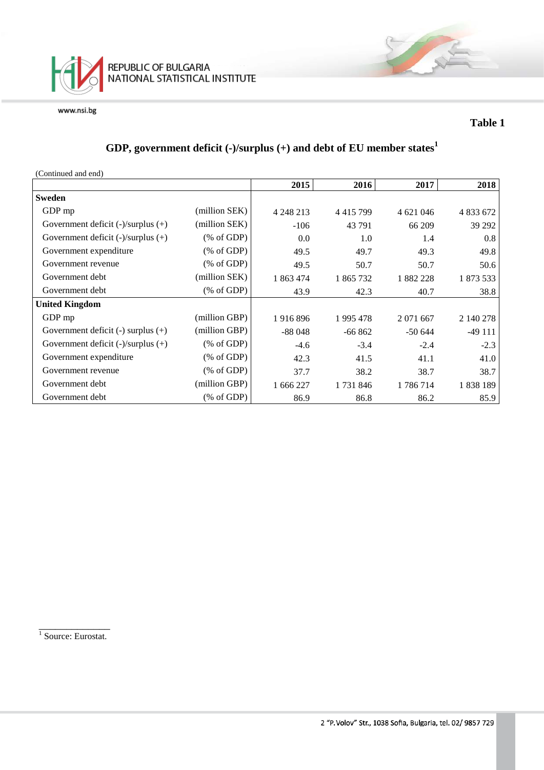**Table 1**

## GDP, government deficit (-)/surplus (+) and debt of EU member states[1]

(Continued and end)

| | | 2015 | 2016 | 2017 | 2018 |
|---|---|---|---|---|---|
| **Sweden** | | | | | |
| GDP mp | (million SEK) | 4 248 213 | 4 415 799 | 4 621 046 | 4 833 672 |
| Government deficit (-)/surplus (+) | (million SEK) | -106 | 43 791 | 66 209 | 39 292 |
| Government deficit (-)/surplus (+) | (% of GDP) | 0.0 | 1.0 | 1.4 | 0.8 |
| Government expenditure | (% of GDP) | 49.5 | 49.7 | 49.3 | 49.8 |
| Government revenue | (% of GDP) | 49.5 | 50.7 | 50.7 | 50.6 |
| Government debt | (million SEK) | 1 863 474 | 1 865 732 | 1 882 228 | 1 873 533 |
| Government debt | (% of GDP) | 43.9 | 42.3 | 40.7 | 38.8 |
| **United Kingdom** | | | | | |
| GDP mp | (million GBP) | 1 916 896 | 1 995 478 | 2 071 667 | 2 140 278 |
| Government deficit (-) surplus (+) | (million GBP) | -88 048 | -66 862 | -50 644 | -49 111 |
| Government deficit (-)/surplus (+) | (% of GDP) | -4.6 | -3.4 | -2.4 | -2.3 |
| Government expenditure | (% of GDP) | 42.3 | 41.5 | 41.1 | 41.0 |
| Government revenue | (% of GDP) | 37.7 | 38.2 | 38.7 | 38.7 |
| Government debt | (million GBP) | 1 666 227 | 1 731 846 | 1 786 714 | 1 838 189 |
| Government debt | (% of GDP) | 86.9 | 86.8 | 86.2 | 85.9 |

[1] Source: Eurostat.